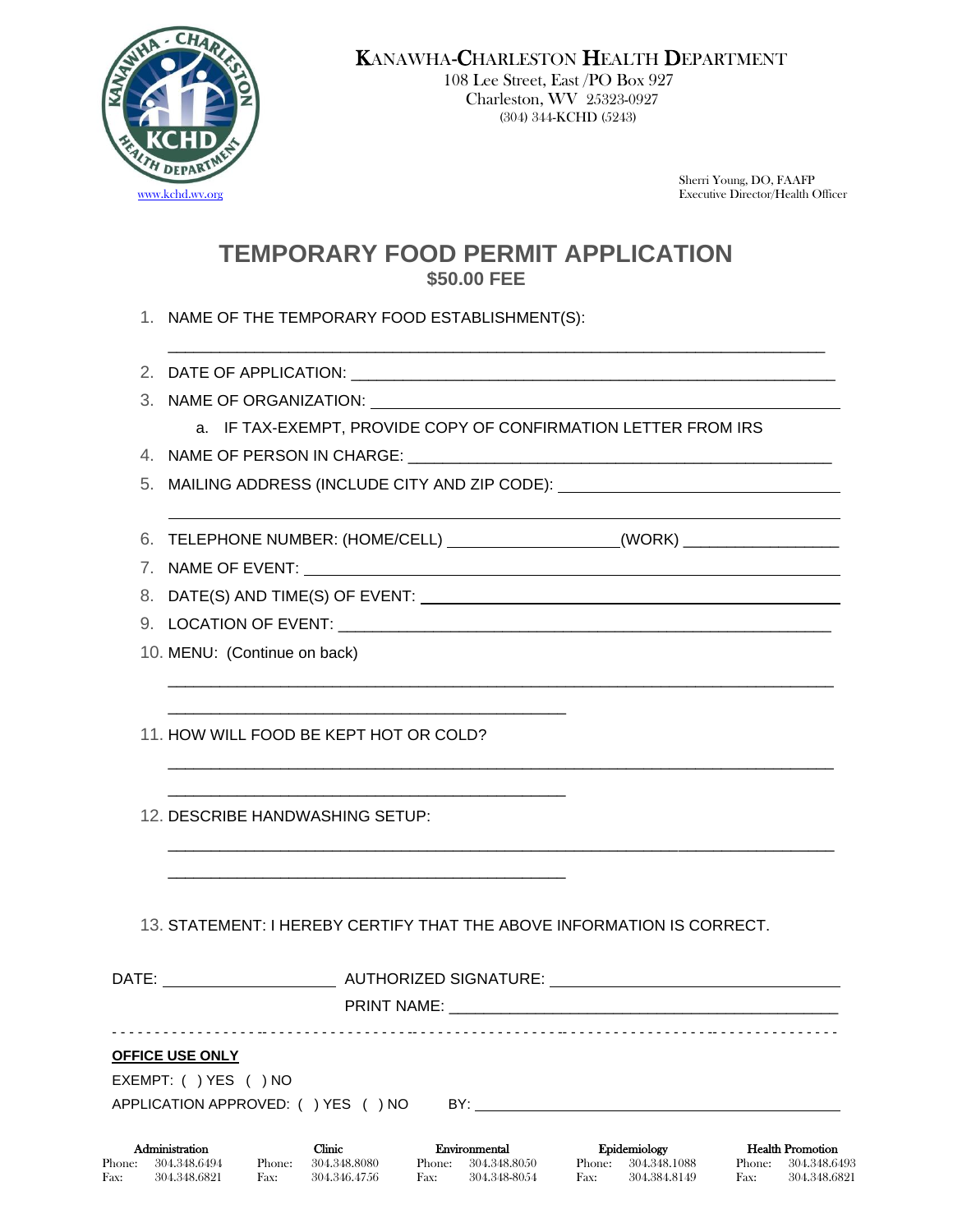KANAWHA-CHARLESTON HEALTH DEPARTMENT
108 Lee Street, East /PO Box 927
Charleston, WV 25323-0927
(304) 344-KCHD (5243)

www.kchd.wv.org

Sherri Young, DO, FAAFP
Executive Director/Health Officer

# TEMPORARY FOOD PERMIT APPLICATION

## $50.00 FEE

1. NAME OF THE TEMPORARY FOOD ESTABLISHMENT(S):

   ________________________________________________________________________

2. DATE OF APPLICATION: ____________________________________________________
3. NAME OF ORGANIZATION: __________________________________________________
   a. IF TAX-EXEMPT, PROVIDE COPY OF CONFIRMATION LETTER FROM IRS
4. NAME OF PERSON IN CHARGE: ______________________________________________
5. MAILING ADDRESS (INCLUDE CITY AND ZIP CODE): _____________________________

   ________________________________________________________________________

6. TELEPHONE NUMBER: (HOME/CELL) __________________(WORK) ________________
7. NAME OF EVENT: _______________________________________________________
8. DATE(S) AND TIME(S) OF EVENT: __________________________________________
9. LOCATION OF EVENT: ____________________________________________________
10. MENU: (Continue on back)

    ________________________________________________________________________

    ____________________________________________

11. HOW WILL FOOD BE KEPT HOT OR COLD?

    ________________________________________________________________________

    ____________________________________________

12. DESCRIBE HANDWASHING SETUP:

    ________________________________________________________________________

    ____________________________________________

13. STATEMENT: I HEREBY CERTIFY THAT THE ABOVE INFORMATION IS CORRECT.

DATE: ___________________ AUTHORIZED SIGNATURE: ______________________________

PRINT NAME: __________________________________________

- - - - - - - - - - - - - - - - - - - - - - - - - - - - - - - - - - - - - - - - - - - - - - - - - -

**OFFICE USE ONLY**

EXEMPT: ( ) YES ( ) NO

APPLICATION APPROVED: ( ) YES ( ) NO BY: ___________________________________

| Administration | Clinic | Environmental | Epidemiology | Health Promotion |
|---|---|---|---|---|
| Phone: 304.348.6494 | Phone: 304.348.8080 | Phone: 304.348.8050 | Phone: 304.348.1088 | Phone: 304.348.6493 |
| Fax: 304.348.6821 | Fax: 304.346.4756 | Fax: 304.348-8054 | Fax: 304.384.8149 | Fax: 304.348.6821 |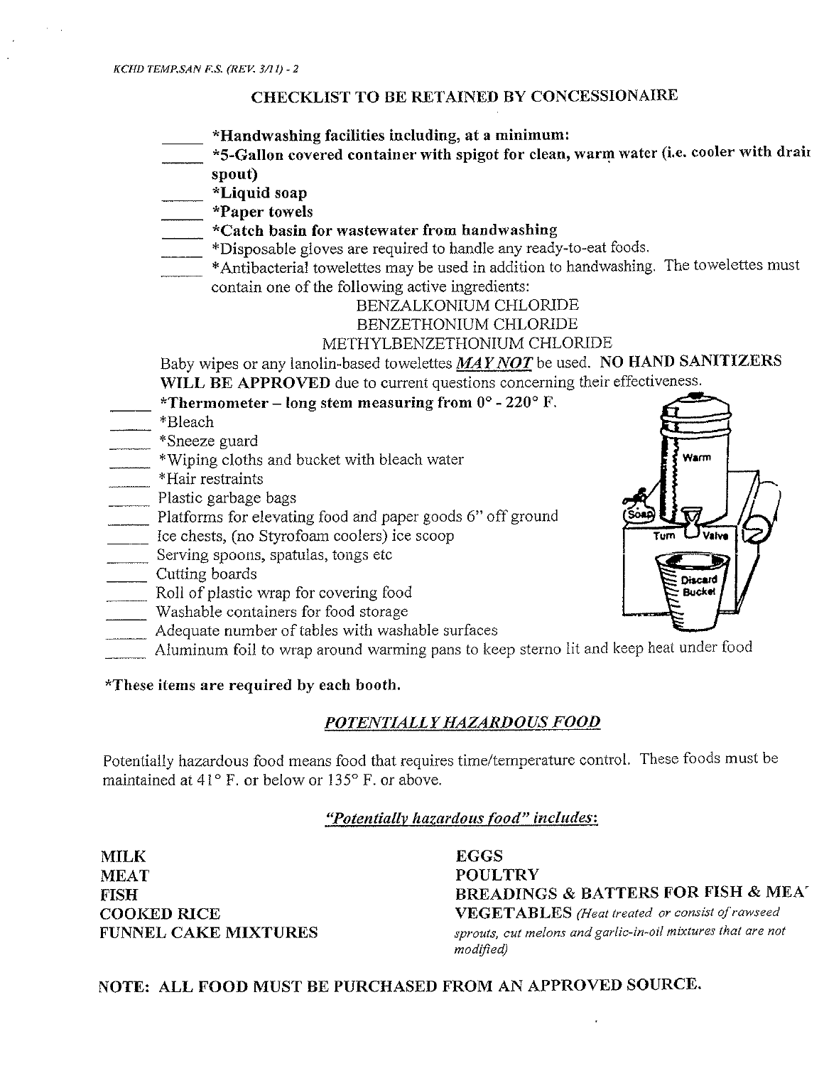## CHECKLIST TO BE RETAINED BY CONCESSIONAIRE

- _____ ***Handwashing facilities including, at a minimum:**
- _____ ***5-Gallon covered container with spigot for clean, warm water (i.e. cooler with drain spout)**
- _____ ***Liquid soap**
- _____ ***Paper towels**
- _____ ***Catch basin for wastewater from handwashing**
- _____ *Disposable gloves are required to handle any ready-to-eat foods.
- _____ *Antibacterial towelettes may be used in addition to handwashing. The towelettes must contain one of the following active ingredients:

  BENZALKONIUM CHLORIDE
  BENZETHONIUM CHLORIDE
  METHYLBENZETHONIUM CHLORIDE

Baby wipes or any lanolin-based towelettes ***MAY NOT*** be used. **NO HAND SANITIZERS WILL BE APPROVED** due to current questions concerning their effectiveness.

- _____ ***Thermometer – long stem measuring from 0° - 220° F.**
- _____ *Bleach
- _____ *Sneeze guard
- _____ *Wiping cloths and bucket with bleach water
- _____ *Hair restraints
- _____ Plastic garbage bags
- _____ Platforms for elevating food and paper goods 6" off ground
- _____ Ice chests, (no Styrofoam coolers) ice scoop
- _____ Serving spoons, spatulas, tongs etc
- _____ Cutting boards
- _____ Roll of plastic wrap for covering food
- _____ Washable containers for food storage
- _____ Adequate number of tables with washable surfaces
- _____ Aluminum foil to wrap around warming pans to keep sterno lit and keep heat under food

Warm
Soap
Turn Valve
Discard Bucket

***These items are required by each booth.**

## *POTENTIALLY HAZARDOUS FOOD*

Potentially hazardous food means food that requires time/temperature control. These foods must be maintained at 41° F. or below or 135° F. or above.

### *"Potentially hazardous food" includes*:

**MILK**
**MEAT**
**FISH**
**COOKED RICE**
**FUNNEL CAKE MIXTURES**
**EGGS**
**POULTRY**
**BREADINGS & BATTERS FOR FISH & MEAT**
**VEGETABLES** *(Heat treated or consist of rawseed sprouts, cut melons and garlic-in-oil mixtures that are not modified)*

**NOTE: ALL FOOD MUST BE PURCHASED FROM AN APPROVED SOURCE.**